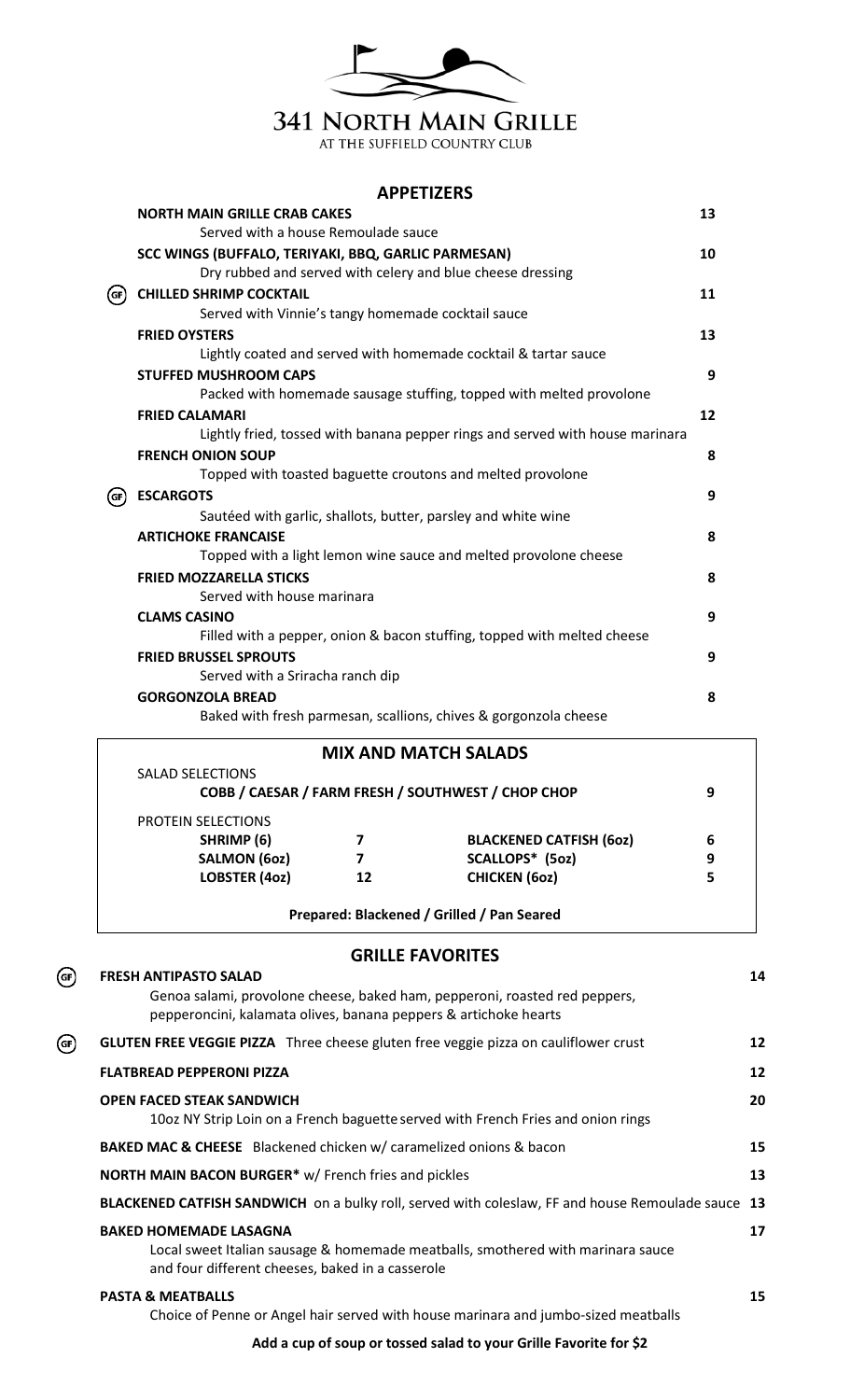# 341 NORTH MAIN GRILLE

AT THE SUFFIELD COUNTRY CLUB

## APPETIZERS

**NORTH MAIN GRILLE CRAB CAKES** — **13**
Served with a house Remoulade sauce

**SCC WINGS (BUFFALO, TERIYAKI, BBQ, GARLIC PARMESAN)** — **10**
Dry rubbed and served with celery and blue cheese dressing

(GF) **CHILLED SHRIMP COCKTAIL** — **11**
Served with Vinnie's tangy homemade cocktail sauce

**FRIED OYSTERS** — **13**
Lightly coated and served with homemade cocktail & tartar sauce

**STUFFED MUSHROOM CAPS** — **9**
Packed with homemade sausage stuffing, topped with melted provolone

**FRIED CALAMARI** — **12**
Lightly fried, tossed with banana pepper rings and served with house marinara

**FRENCH ONION SOUP** — **8**
Topped with toasted baguette croutons and melted provolone

(GF) **ESCARGOTS** — **9**
Sautéed with garlic, shallots, butter, parsley and white wine

**ARTICHOKE FRANCAISE** — **8**
Topped with a light lemon wine sauce and melted provolone cheese

**FRIED MOZZARELLA STICKS** — **8**
Served with house marinara

**CLAMS CASINO** — **9**
Filled with a pepper, onion & bacon stuffing, topped with melted cheese

**FRIED BRUSSEL SPROUTS** — **9**
Served with a Sriracha ranch dip

**GORGONZOLA BREAD** — **8**
Baked with fresh parmesan, scallions, chives & gorgonzola cheese

## MIX AND MATCH SALADS

SALAD SELECTIONS
**COBB / CAESAR / FARM FRESH / SOUTHWEST / CHOP CHOP** — **9**

PROTEIN SELECTIONS

| Protein | Price | Protein | Price |
|---|---|---|---|
| **SHRIMP (6)** | **7** | **BLACKENED CATFISH (6oz)** | **6** |
| **SALMON (6oz)** | **7** | **SCALLOPS* (5oz)** | **9** |
| **LOBSTER (4oz)** | **12** | **CHICKEN (6oz)** | **5** |

**Prepared: Blackened / Grilled / Pan Seared**

## GRILLE FAVORITES

(GF) **FRESH ANTIPASTO SALAD** — **14**
Genoa salami, provolone cheese, baked ham, pepperoni, roasted red peppers, pepperoncini, kalamata olives, banana peppers & artichoke hearts

(GF) **GLUTEN FREE VEGGIE PIZZA** Three cheese gluten free veggie pizza on cauliflower crust — **12**

**FLATBREAD PEPPERONI PIZZA** — **12**

**OPEN FACED STEAK SANDWICH** — **20**
10oz NY Strip Loin on a French baguette served with French Fries and onion rings

**BAKED MAC & CHEESE** Blackened chicken w/ caramelized onions & bacon — **15**

**NORTH MAIN BACON BURGER*** w/ French fries and pickles — **13**

**BLACKENED CATFISH SANDWICH** on a bulky roll, served with coleslaw, FF and house Remoulade sauce — **13**

**BAKED HOMEMADE LASAGNA** — **17**
Local sweet Italian sausage & homemade meatballs, smothered with marinara sauce and four different cheeses, baked in a casserole

**PASTA & MEATBALLS** — **15**
Choice of Penne or Angel hair served with house marinara and jumbo-sized meatballs

**Add a cup of soup or tossed salad to your Grille Favorite for $2**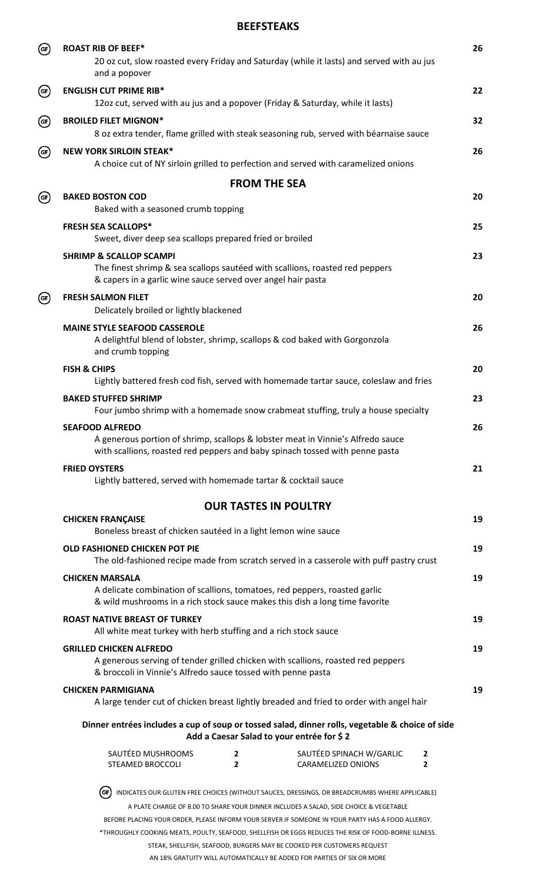## BEEFSTEAKS

**(GF) ROAST RIB OF BEEF*** **26**
20 oz cut, slow roasted every Friday and Saturday (while it lasts) and served with au jus and a popover

**(GF) ENGLISH CUT PRIME RIB*** **22**
12oz cut, served with au jus and a popover (Friday & Saturday, while it lasts)

**(GF) BROILED FILET MIGNON*** **32**
8 oz extra tender, flame grilled with steak seasoning rub, served with béarnaise sauce

**(GF) NEW YORK SIRLOIN STEAK*** **26**
A choice cut of NY sirloin grilled to perfection and served with caramelized onions

## FROM THE SEA

**(GF) BAKED BOSTON COD** **20**
Baked with a seasoned crumb topping

**FRESH SEA SCALLOPS*** **25**
Sweet, diver deep sea scallops prepared fried or broiled

**SHRIMP & SCALLOP SCAMPI** **23**
The finest shrimp & sea scallops sautéed with scallions, roasted red peppers & capers in a garlic wine sauce served over angel hair pasta

**(GF) FRESH SALMON FILET** **20**
Delicately broiled or lightly blackened

**MAINE STYLE SEAFOOD CASSEROLE** **26**
A delightful blend of lobster, shrimp, scallops & cod baked with Gorgonzola and crumb topping

**FISH & CHIPS** **20**
Lightly battered fresh cod fish, served with homemade tartar sauce, coleslaw and fries

**BAKED STUFFED SHRIMP** **23**
Four jumbo shrimp with a homemade snow crabmeat stuffing, truly a house specialty

**SEAFOOD ALFREDO** **26**
A generous portion of shrimp, scallops & lobster meat in Vinnie's Alfredo sauce with scallions, roasted red peppers and baby spinach tossed with penne pasta

**FRIED OYSTERS** **21**
Lightly battered, served with homemade tartar & cocktail sauce

## OUR TASTES IN POULTRY

**CHICKEN FRANÇAISE** **19**
Boneless breast of chicken sautéed in a light lemon wine sauce

**OLD FASHIONED CHICKEN POT PIE** **19**
The old-fashioned recipe made from scratch served in a casserole with puff pastry crust

**CHICKEN MARSALA** **19**
A delicate combination of scallions, tomatoes, red peppers, roasted garlic & wild mushrooms in a rich stock sauce makes this dish a long time favorite

**ROAST NATIVE BREAST OF TURKEY** **19**
All white meat turkey with herb stuffing and a rich stock sauce

**GRILLED CHICKEN ALFREDO** **19**
A generous serving of tender grilled chicken with scallions, roasted red peppers & broccoli in Vinnie's Alfredo sauce tossed with penne pasta

**CHICKEN PARMIGIANA** **19**
A large tender cut of chicken breast lightly breaded and fried to order with angel hair

**Dinner entrées includes a cup of soup or tossed salad, dinner rolls, vegetable & choice of side**
**Add a Caesar Salad to your entrée for $ 2**

| | | | |
|---|---|---|---|
| SAUTÉED MUSHROOMS | 2 | SAUTÉED SPINACH W/GARLIC | 2 |
| STEAMED BROCCOLI | 2 | CARAMELIZED ONIONS | 2 |

(GF) INDICATES OUR GLUTEN FREE CHOICES (WITHOUT SAUCES, DRESSINGS, OR BREADCRUMBS WHERE APPLICABLE)

A PLATE CHARGE OF 8.00 TO SHARE YOUR DINNER INCLUDES A SALAD, SIDE CHOICE & VEGETABLE

BEFORE PLACING YOUR ORDER, PLEASE INFORM YOUR SERVER IF SOMEONE IN YOUR PARTY HAS A FOOD ALLERGY.

*THROUGHLY COOKING MEATS, POULTY, SEAFOOD, SHELLFISH OR EGGS REDUCES THE RISK OF FOOD-BORNE ILLNESS.

STEAK, SHELLFISH, SEAFOOD, BURGERS MAY BE COOKED PER CUSTOMERS REQUEST

AN 18% GRATUITY WILL AUTOMATICALLY BE ADDED FOR PARTIES OF SIX OR MORE